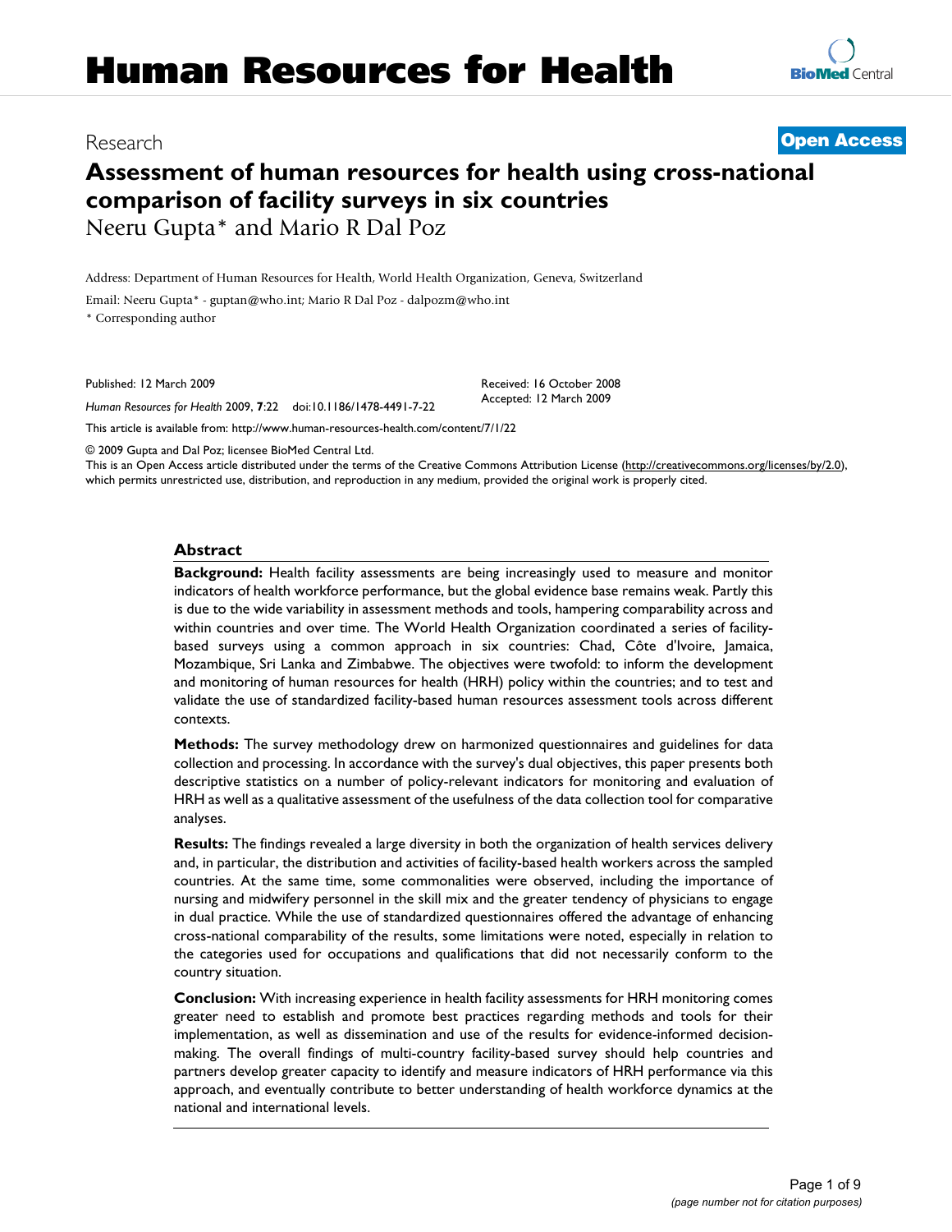Research **Open Access**

# Assessment of human resources for health using cross-national comparison of facility surveys in six countries

Neeru Gupta* and Mario R Dal Poz

Address: Department of Human Resources for Health, World Health Organization, Geneva, Switzerland

Email: Neeru Gupta* - guptan@who.int; Mario R Dal Poz - dalpozm@who.int

* Corresponding author

Published: 12 March 2009

*Human Resources for Health* 2009, **7**:22 doi:10.1186/1478-4491-7-22

Received: 16 October 2008
Accepted: 12 March 2009

This article is available from: http://www.human-resources-health.com/content/7/1/22

© 2009 Gupta and Dal Poz; licensee BioMed Central Ltd.

This is an Open Access article distributed under the terms of the Creative Commons Attribution License (http://creativecommons.org/licenses/by/2.0), which permits unrestricted use, distribution, and reproduction in any medium, provided the original work is properly cited.

## Abstract

**Background:** Health facility assessments are being increasingly used to measure and monitor indicators of health workforce performance, but the global evidence base remains weak. Partly this is due to the wide variability in assessment methods and tools, hampering comparability across and within countries and over time. The World Health Organization coordinated a series of facility-based surveys using a common approach in six countries: Chad, Côte d'Ivoire, Jamaica, Mozambique, Sri Lanka and Zimbabwe. The objectives were twofold: to inform the development and monitoring of human resources for health (HRH) policy within the countries; and to test and validate the use of standardized facility-based human resources assessment tools across different contexts.

**Methods:** The survey methodology drew on harmonized questionnaires and guidelines for data collection and processing. In accordance with the survey's dual objectives, this paper presents both descriptive statistics on a number of policy-relevant indicators for monitoring and evaluation of HRH as well as a qualitative assessment of the usefulness of the data collection tool for comparative analyses.

**Results:** The findings revealed a large diversity in both the organization of health services delivery and, in particular, the distribution and activities of facility-based health workers across the sampled countries. At the same time, some commonalities were observed, including the importance of nursing and midwifery personnel in the skill mix and the greater tendency of physicians to engage in dual practice. While the use of standardized questionnaires offered the advantage of enhancing cross-national comparability of the results, some limitations were noted, especially in relation to the categories used for occupations and qualifications that did not necessarily conform to the country situation.

**Conclusion:** With increasing experience in health facility assessments for HRH monitoring comes greater need to establish and promote best practices regarding methods and tools for their implementation, as well as dissemination and use of the results for evidence-informed decision-making. The overall findings of multi-country facility-based survey should help countries and partners develop greater capacity to identify and measure indicators of HRH performance via this approach, and eventually contribute to better understanding of health workforce dynamics at the national and international levels.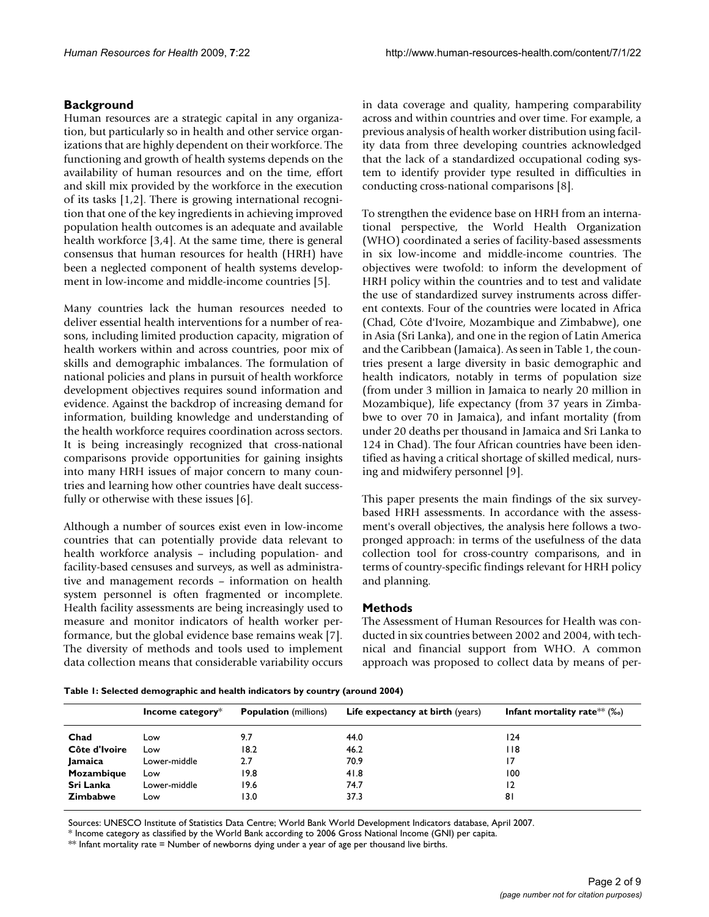## Background

Human resources are a strategic capital in any organization, but particularly so in health and other service organizations that are highly dependent on their workforce. The functioning and growth of health systems depends on the availability of human resources and on the time, effort and skill mix provided by the workforce in the execution of its tasks [1,2]. There is growing international recognition that one of the key ingredients in achieving improved population health outcomes is an adequate and available health workforce [3,4]. At the same time, there is general consensus that human resources for health (HRH) have been a neglected component of health systems development in low-income and middle-income countries [5].

Many countries lack the human resources needed to deliver essential health interventions for a number of reasons, including limited production capacity, migration of health workers within and across countries, poor mix of skills and demographic imbalances. The formulation of national policies and plans in pursuit of health workforce development objectives requires sound information and evidence. Against the backdrop of increasing demand for information, building knowledge and understanding of the health workforce requires coordination across sectors. It is being increasingly recognized that cross-national comparisons provide opportunities for gaining insights into many HRH issues of major concern to many countries and learning how other countries have dealt successfully or otherwise with these issues [6].

Although a number of sources exist even in low-income countries that can potentially provide data relevant to health workforce analysis – including population- and facility-based censuses and surveys, as well as administrative and management records – information on health system personnel is often fragmented or incomplete. Health facility assessments are being increasingly used to measure and monitor indicators of health worker performance, but the global evidence base remains weak [7]. The diversity of methods and tools used to implement data collection means that considerable variability occurs in data coverage and quality, hampering comparability across and within countries and over time. For example, a previous analysis of health worker distribution using facility data from three developing countries acknowledged that the lack of a standardized occupational coding system to identify provider type resulted in difficulties in conducting cross-national comparisons [8].

To strengthen the evidence base on HRH from an international perspective, the World Health Organization (WHO) coordinated a series of facility-based assessments in six low-income and middle-income countries. The objectives were twofold: to inform the development of HRH policy within the countries and to test and validate the use of standardized survey instruments across different contexts. Four of the countries were located in Africa (Chad, Côte d'Ivoire, Mozambique and Zimbabwe), one in Asia (Sri Lanka), and one in the region of Latin America and the Caribbean (Jamaica). As seen in Table 1, the countries present a large diversity in basic demographic and health indicators, notably in terms of population size (from under 3 million in Jamaica to nearly 20 million in Mozambique), life expectancy (from 37 years in Zimbabwe to over 70 in Jamaica), and infant mortality (from under 20 deaths per thousand in Jamaica and Sri Lanka to 124 in Chad). The four African countries have been identified as having a critical shortage of skilled medical, nursing and midwifery personnel [9].

This paper presents the main findings of the six survey-based HRH assessments. In accordance with the assessment's overall objectives, the analysis here follows a two-pronged approach: in terms of the usefulness of the data collection tool for cross-country comparisons, and in terms of country-specific findings relevant for HRH policy and planning.

## Methods

The Assessment of Human Resources for Health was conducted in six countries between 2002 and 2004, with technical and financial support from WHO. A common approach was proposed to collect data by means of per-

**Table 1: Selected demographic and health indicators by country (around 2004)**

| | **Income category*** | **Population** (millions) | **Life expectancy at birth** (years) | **Infant mortality rate**** (‰) |
|---|---|---|---|---|
| **Chad** | Low | 9.7 | 44.0 | 124 |
| **Côte d'Ivoire** | Low | 18.2 | 46.2 | 118 |
| **Jamaica** | Lower-middle | 2.7 | 70.9 | 17 |
| **Mozambique** | Low | 19.8 | 41.8 | 100 |
| **Sri Lanka** | Lower-middle | 19.6 | 74.7 | 12 |
| **Zimbabwe** | Low | 13.0 | 37.3 | 81 |

Sources: UNESCO Institute of Statistics Data Centre; World Bank World Development Indicators database, April 2007.

* Income category as classified by the World Bank according to 2006 Gross National Income (GNI) per capita.

** Infant mortality rate = Number of newborns dying under a year of age per thousand live births.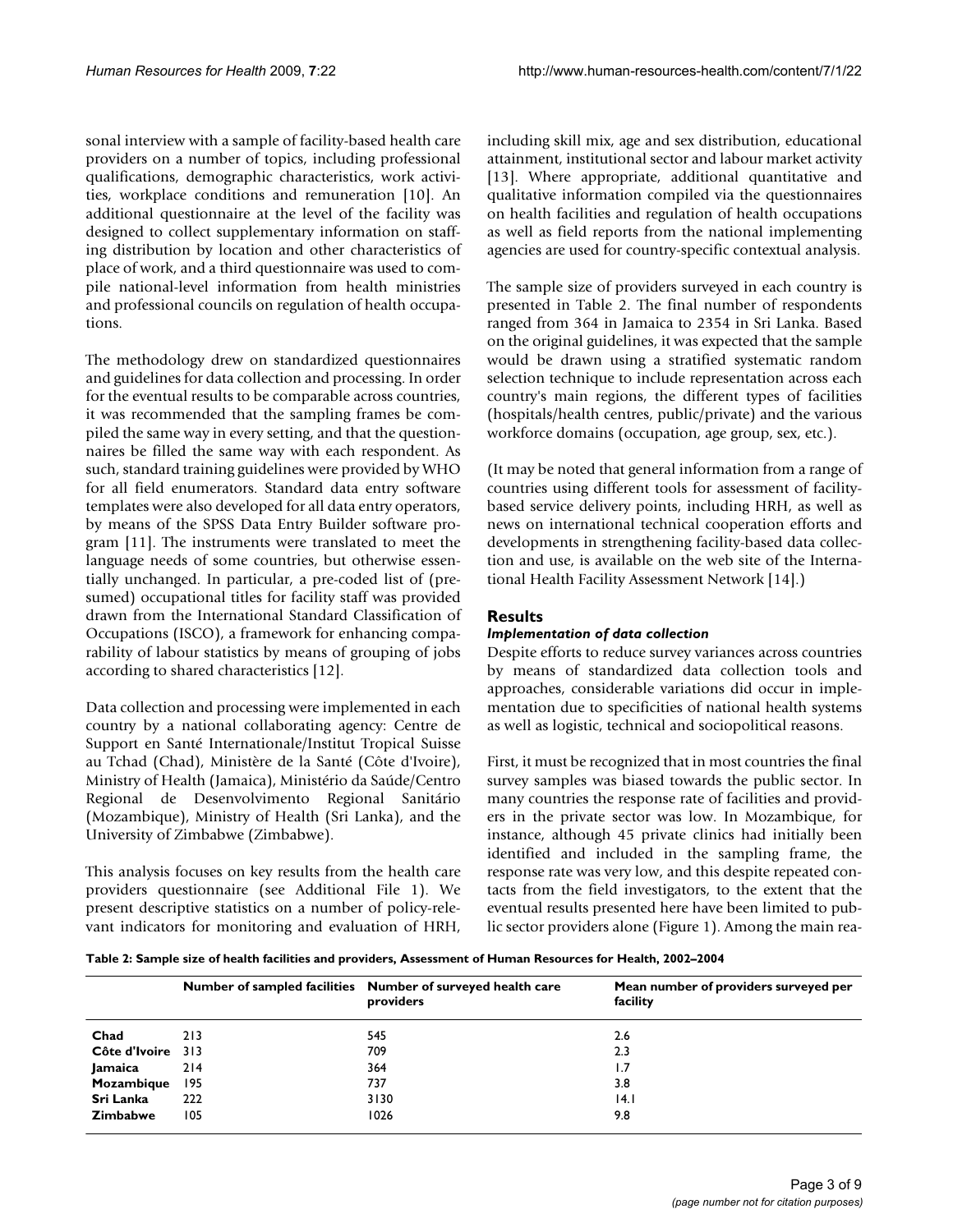sonal interview with a sample of facility-based health care providers on a number of topics, including professional qualifications, demographic characteristics, work activities, workplace conditions and remuneration [10]. An additional questionnaire at the level of the facility was designed to collect supplementary information on staffing distribution by location and other characteristics of place of work, and a third questionnaire was used to compile national-level information from health ministries and professional councils on regulation of health occupations.

The methodology drew on standardized questionnaires and guidelines for data collection and processing. In order for the eventual results to be comparable across countries, it was recommended that the sampling frames be compiled the same way in every setting, and that the questionnaires be filled the same way with each respondent. As such, standard training guidelines were provided by WHO for all field enumerators. Standard data entry software templates were also developed for all data entry operators, by means of the SPSS Data Entry Builder software program [11]. The instruments were translated to meet the language needs of some countries, but otherwise essentially unchanged. In particular, a pre-coded list of (presumed) occupational titles for facility staff was provided drawn from the International Standard Classification of Occupations (ISCO), a framework for enhancing comparability of labour statistics by means of grouping of jobs according to shared characteristics [12].

Data collection and processing were implemented in each country by a national collaborating agency: Centre de Support en Santé Internationale/Institut Tropical Suisse au Tchad (Chad), Ministère de la Santé (Côte d'Ivoire), Ministry of Health (Jamaica), Ministério da Saúde/Centro Regional de Desenvolvimento Regional Sanitário (Mozambique), Ministry of Health (Sri Lanka), and the University of Zimbabwe (Zimbabwe).

This analysis focuses on key results from the health care providers questionnaire (see Additional File 1). We present descriptive statistics on a number of policy-relevant indicators for monitoring and evaluation of HRH, including skill mix, age and sex distribution, educational attainment, institutional sector and labour market activity [13]. Where appropriate, additional quantitative and qualitative information compiled via the questionnaires on health facilities and regulation of health occupations as well as field reports from the national implementing agencies are used for country-specific contextual analysis.

The sample size of providers surveyed in each country is presented in Table 2. The final number of respondents ranged from 364 in Jamaica to 2354 in Sri Lanka. Based on the original guidelines, it was expected that the sample would be drawn using a stratified systematic random selection technique to include representation across each country's main regions, the different types of facilities (hospitals/health centres, public/private) and the various workforce domains (occupation, age group, sex, etc.).

(It may be noted that general information from a range of countries using different tools for assessment of facility-based service delivery points, including HRH, as well as news on international technical cooperation efforts and developments in strengthening facility-based data collection and use, is available on the web site of the International Health Facility Assessment Network [14].)

## Results

### *Implementation of data collection*

Despite efforts to reduce survey variances across countries by means of standardized data collection tools and approaches, considerable variations did occur in implementation due to specificities of national health systems as well as logistic, technical and sociopolitical reasons.

First, it must be recognized that in most countries the final survey samples was biased towards the public sector. In many countries the response rate of facilities and providers in the private sector was low. In Mozambique, for instance, although 45 private clinics had initially been identified and included in the sampling frame, the response rate was very low, and this despite repeated contacts from the field investigators, to the extent that the eventual results presented here have been limited to public sector providers alone (Figure 1). Among the main rea-

**Table 2: Sample size of health facilities and providers, Assessment of Human Resources for Health, 2002–2004**

| | Number of sampled facilities | Number of surveyed health care providers | Mean number of providers surveyed per facility |
|---|---|---|---|
| **Chad** | 213 | 545 | 2.6 |
| **Côte d'Ivoire** | 313 | 709 | 2.3 |
| **Jamaica** | 214 | 364 | 1.7 |
| **Mozambique** | 195 | 737 | 3.8 |
| **Sri Lanka** | 222 | 3130 | 14.1 |
| **Zimbabwe** | 105 | 1026 | 9.8 |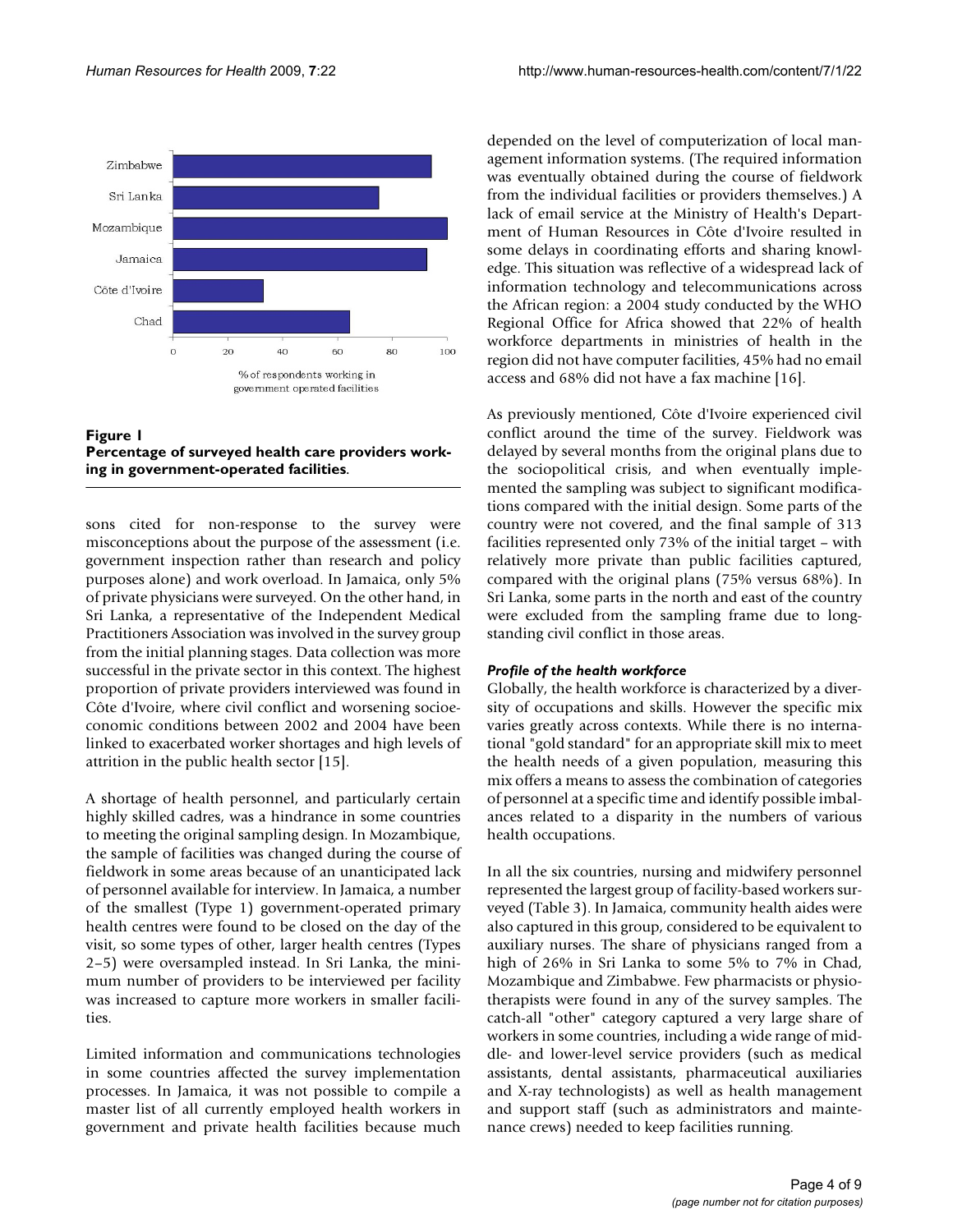**Figure 1**
**Percentage of surveyed health care providers working in government-operated facilities.**

sons cited for non-response to the survey were misconceptions about the purpose of the assessment (i.e. government inspection rather than research and policy purposes alone) and work overload. In Jamaica, only 5% of private physicians were surveyed. On the other hand, in Sri Lanka, a representative of the Independent Medical Practitioners Association was involved in the survey group from the initial planning stages. Data collection was more successful in the private sector in this context. The highest proportion of private providers interviewed was found in Côte d'Ivoire, where civil conflict and worsening socioeconomic conditions between 2002 and 2004 have been linked to exacerbated worker shortages and high levels of attrition in the public health sector [15].

A shortage of health personnel, and particularly certain highly skilled cadres, was a hindrance in some countries to meeting the original sampling design. In Mozambique, the sample of facilities was changed during the course of fieldwork in some areas because of an unanticipated lack of personnel available for interview. In Jamaica, a number of the smallest (Type 1) government-operated primary health centres were found to be closed on the day of the visit, so some types of other, larger health centres (Types 2–5) were oversampled instead. In Sri Lanka, the minimum number of providers to be interviewed per facility was increased to capture more workers in smaller facilities.

Limited information and communications technologies in some countries affected the survey implementation processes. In Jamaica, it was not possible to compile a master list of all currently employed health workers in government and private health facilities because much depended on the level of computerization of local management information systems. (The required information was eventually obtained during the course of fieldwork from the individual facilities or providers themselves.) A lack of email service at the Ministry of Health's Department of Human Resources in Côte d'Ivoire resulted in some delays in coordinating efforts and sharing knowledge. This situation was reflective of a widespread lack of information technology and telecommunications across the African region: a 2004 study conducted by the WHO Regional Office for Africa showed that 22% of health workforce departments in ministries of health in the region did not have computer facilities, 45% had no email access and 68% did not have a fax machine [16].

As previously mentioned, Côte d'Ivoire experienced civil conflict around the time of the survey. Fieldwork was delayed by several months from the original plans due to the sociopolitical crisis, and when eventually implemented the sampling was subject to significant modifications compared with the initial design. Some parts of the country were not covered, and the final sample of 313 facilities represented only 73% of the initial target – with relatively more private than public facilities captured, compared with the original plans (75% versus 68%). In Sri Lanka, some parts in the north and east of the country were excluded from the sampling frame due to longstanding civil conflict in those areas.

#### *Profile of the health workforce*

Globally, the health workforce is characterized by a diversity of occupations and skills. However the specific mix varies greatly across contexts. While there is no international "gold standard" for an appropriate skill mix to meet the health needs of a given population, measuring this mix offers a means to assess the combination of categories of personnel at a specific time and identify possible imbalances related to a disparity in the numbers of various health occupations.

In all the six countries, nursing and midwifery personnel represented the largest group of facility-based workers surveyed (Table 3). In Jamaica, community health aides were also captured in this group, considered to be equivalent to auxiliary nurses. The share of physicians ranged from a high of 26% in Sri Lanka to some 5% to 7% in Chad, Mozambique and Zimbabwe. Few pharmacists or physiotherapists were found in any of the survey samples. The catch-all "other" category captured a very large share of workers in some countries, including a wide range of middle- and lower-level service providers (such as medical assistants, dental assistants, pharmaceutical auxiliaries and X-ray technologists) as well as health management and support staff (such as administrators and maintenance crews) needed to keep facilities running.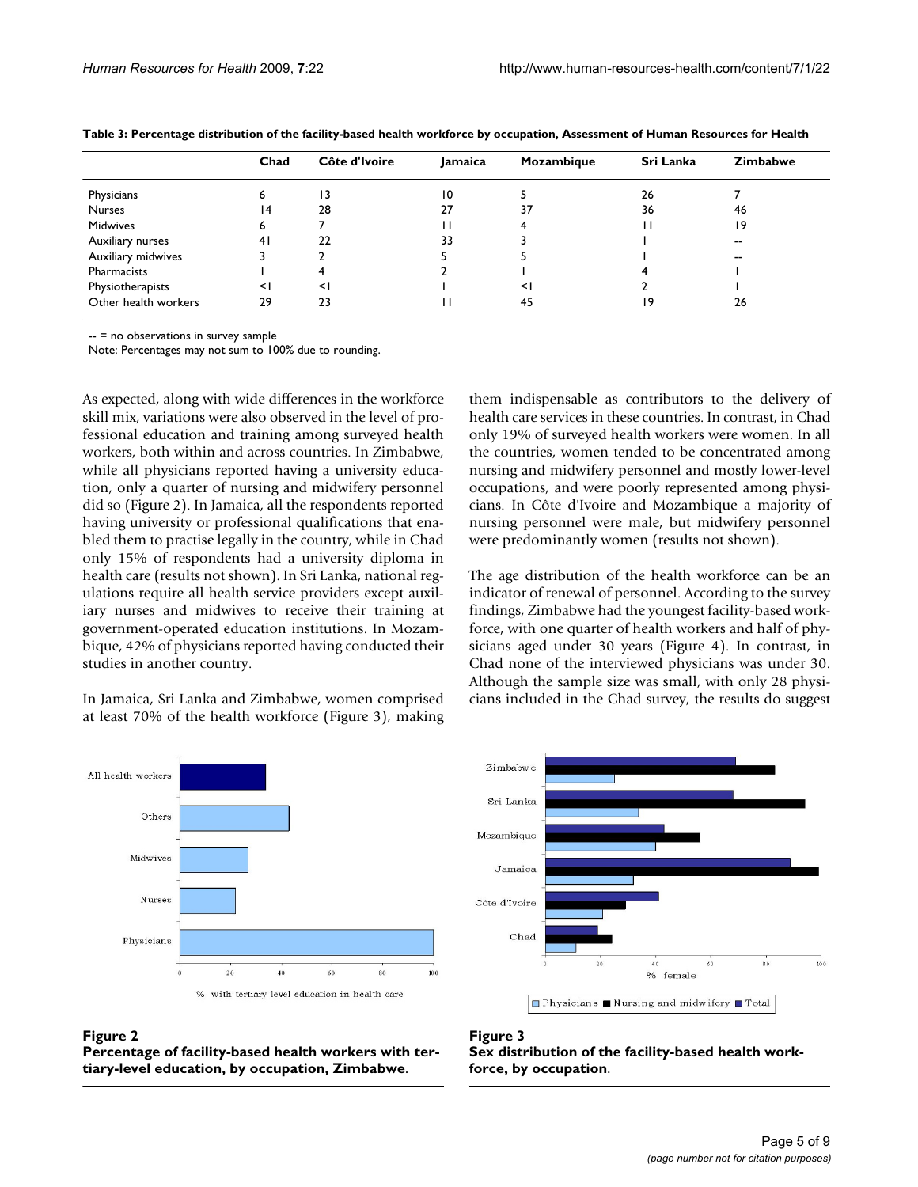**Table 3: Percentage distribution of the facility-based health workforce by occupation, Assessment of Human Resources for Health**

| | Chad | Côte d'Ivoire | Jamaica | Mozambique | Sri Lanka | Zimbabwe |
|---|---|---|---|---|---|---|
| Physicians | 6 | 13 | 10 | 5 | 26 | 7 |
| Nurses | 14 | 28 | 27 | 37 | 36 | 46 |
| Midwives | 6 | 7 | 11 | 4 | 11 | 19 |
| Auxiliary nurses | 41 | 22 | 33 | 3 | 1 | -- |
| Auxiliary midwives | 3 | 2 | 5 | 5 | 1 | -- |
| Pharmacists | 1 | 4 | 2 | 1 | 4 | 1 |
| Physiotherapists | <1 | <1 | 1 | <1 | 2 | 1 |
| Other health workers | 29 | 23 | 11 | 45 | 19 | 26 |

-- = no observations in survey sample

Note: Percentages may not sum to 100% due to rounding.

As expected, along with wide differences in the workforce skill mix, variations were also observed in the level of professional education and training among surveyed health workers, both within and across countries. In Zimbabwe, while all physicians reported having a university education, only a quarter of nursing and midwifery personnel did so (Figure 2). In Jamaica, all the respondents reported having university or professional qualifications that enabled them to practise legally in the country, while in Chad only 15% of respondents had a university diploma in health care (results not shown). In Sri Lanka, national regulations require all health service providers except auxiliary nurses and midwives to receive their training at government-operated education institutions. In Mozambique, 42% of physicians reported having conducted their studies in another country.

In Jamaica, Sri Lanka and Zimbabwe, women comprised at least 70% of the health workforce (Figure 3), making them indispensable as contributors to the delivery of health care services in these countries. In contrast, in Chad only 19% of surveyed health workers were women. In all the countries, women tended to be concentrated among nursing and midwifery personnel and mostly lower-level occupations, and were poorly represented among physicians. In Côte d'Ivoire and Mozambique a majority of nursing personnel were male, but midwifery personnel were predominantly women (results not shown).

The age distribution of the health workforce can be an indicator of renewal of personnel. According to the survey findings, Zimbabwe had the youngest facility-based workforce, with one quarter of health workers and half of physicians aged under 30 years (Figure 4). In contrast, in Chad none of the interviewed physicians was under 30. Although the sample size was small, with only 28 physicians included in the Chad survey, the results do suggest

**Figure 2**
**Percentage of facility-based health workers with tertiary-level education, by occupation, Zimbabwe.**

**Figure 3**
**Sex distribution of the facility-based health workforce, by occupation.**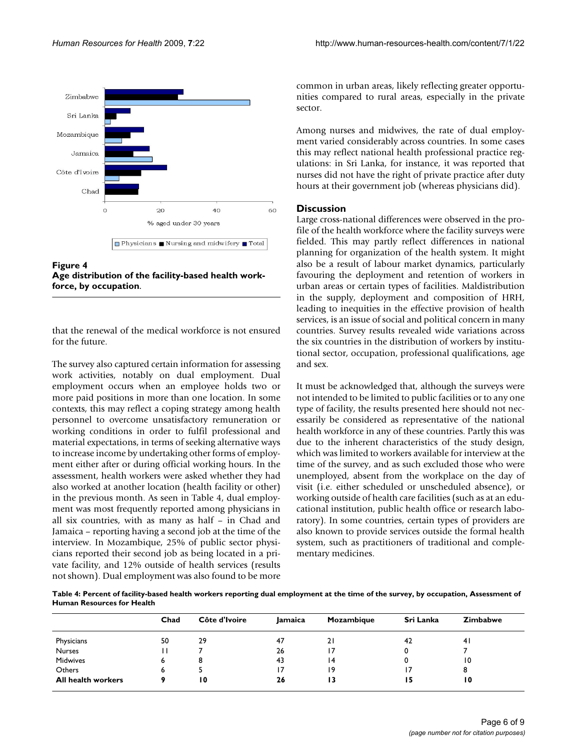Zimbabwe

Sri Lanka

Mozambique

Jamaica

Côte d'Ivoire

Chad

0

20

40

60

% aged under 30 years

Physicians ■ Nursing and midwifery ■ Total

**Figure 4**
**Age distribution of the facility-based health workforce, by occupation.**

that the renewal of the medical workforce is not ensured for the future.

The survey also captured certain information for assessing work activities, notably on dual employment. Dual employment occurs when an employee holds two or more paid positions in more than one location. In some contexts, this may reflect a coping strategy among health personnel to overcome unsatisfactory remuneration or working conditions in order to fulfil professional and material expectations, in terms of seeking alternative ways to increase income by undertaking other forms of employment either after or during official working hours. In the assessment, health workers were asked whether they had also worked at another location (health facility or other) in the previous month. As seen in Table 4, dual employment was most frequently reported among physicians in all six countries, with as many as half – in Chad and Jamaica – reporting having a second job at the time of the interview. In Mozambique, 25% of public sector physicians reported their second job as being located in a private facility, and 12% outside of health services (results not shown). Dual employment was also found to be more common in urban areas, likely reflecting greater opportunities compared to rural areas, especially in the private sector.

Among nurses and midwives, the rate of dual employment varied considerably across countries. In some cases this may reflect national health professional practice regulations: in Sri Lanka, for instance, it was reported that nurses did not have the right of private practice after duty hours at their government job (whereas physicians did).

## Discussion

Large cross-national differences were observed in the profile of the health workforce where the facility surveys were fielded. This may partly reflect differences in national planning for organization of the health system. It might also be a result of labour market dynamics, particularly favouring the deployment and retention of workers in urban areas or certain types of facilities. Maldistribution in the supply, deployment and composition of HRH, leading to inequities in the effective provision of health services, is an issue of social and political concern in many countries. Survey results revealed wide variations across the six countries in the distribution of workers by institutional sector, occupation, professional qualifications, age and sex.

It must be acknowledged that, although the surveys were not intended to be limited to public facilities or to any one type of facility, the results presented here should not necessarily be considered as representative of the national health workforce in any of these countries. Partly this was due to the inherent characteristics of the study design, which was limited to workers available for interview at the time of the survey, and as such excluded those who were unemployed, absent from the workplace on the day of visit (i.e. either scheduled or unscheduled absence), or working outside of health care facilities (such as at an educational institution, public health office or research laboratory). In some countries, certain types of providers are also known to provide services outside the formal health system, such as practitioners of traditional and complementary medicines.

**Table 4: Percent of facility-based health workers reporting dual employment at the time of the survey, by occupation, Assessment of Human Resources for Health**

| | Chad | Côte d'Ivoire | Jamaica | Mozambique | Sri Lanka | Zimbabwe |
|---|---|---|---|---|---|---|
| Physicians | 50 | 29 | 47 | 21 | 42 | 41 |
| Nurses | 11 | 7 | 26 | 17 | 0 | 7 |
| Midwives | 6 | 8 | 43 | 14 | 0 | 10 |
| Others | 6 | 5 | 17 | 19 | 17 | 8 |
| **All health workers** | **9** | **10** | **26** | **13** | **15** | **10** |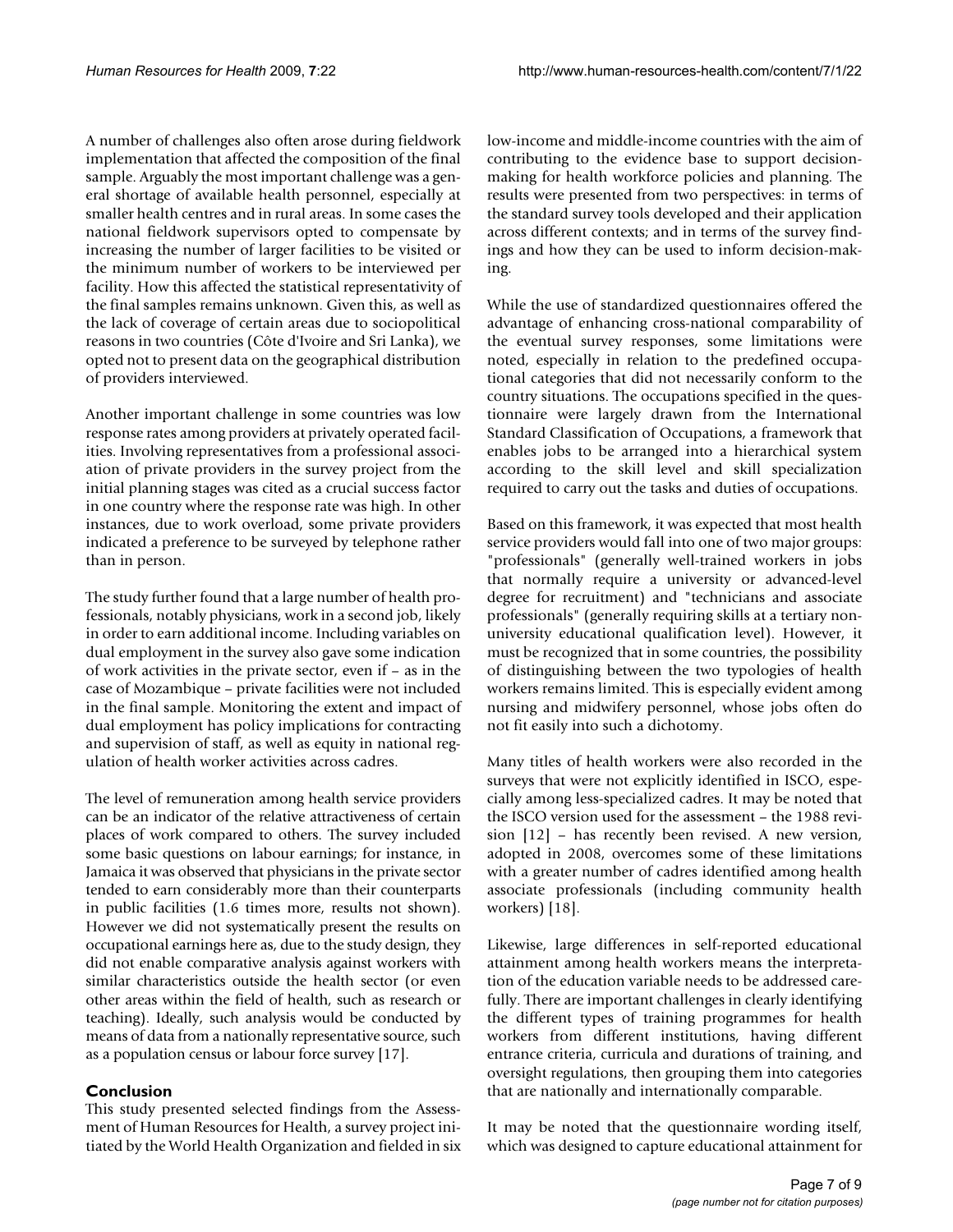A number of challenges also often arose during fieldwork implementation that affected the composition of the final sample. Arguably the most important challenge was a general shortage of available health personnel, especially at smaller health centres and in rural areas. In some cases the national fieldwork supervisors opted to compensate by increasing the number of larger facilities to be visited or the minimum number of workers to be interviewed per facility. How this affected the statistical representativity of the final samples remains unknown. Given this, as well as the lack of coverage of certain areas due to sociopolitical reasons in two countries (Côte d'Ivoire and Sri Lanka), we opted not to present data on the geographical distribution of providers interviewed.

Another important challenge in some countries was low response rates among providers at privately operated facilities. Involving representatives from a professional association of private providers in the survey project from the initial planning stages was cited as a crucial success factor in one country where the response rate was high. In other instances, due to work overload, some private providers indicated a preference to be surveyed by telephone rather than in person.

The study further found that a large number of health professionals, notably physicians, work in a second job, likely in order to earn additional income. Including variables on dual employment in the survey also gave some indication of work activities in the private sector, even if – as in the case of Mozambique – private facilities were not included in the final sample. Monitoring the extent and impact of dual employment has policy implications for contracting and supervision of staff, as well as equity in national regulation of health worker activities across cadres.

The level of remuneration among health service providers can be an indicator of the relative attractiveness of certain places of work compared to others. The survey included some basic questions on labour earnings; for instance, in Jamaica it was observed that physicians in the private sector tended to earn considerably more than their counterparts in public facilities (1.6 times more, results not shown). However we did not systematically present the results on occupational earnings here as, due to the study design, they did not enable comparative analysis against workers with similar characteristics outside the health sector (or even other areas within the field of health, such as research or teaching). Ideally, such analysis would be conducted by means of data from a nationally representative source, such as a population census or labour force survey [17].

## Conclusion

This study presented selected findings from the Assessment of Human Resources for Health, a survey project initiated by the World Health Organization and fielded in six low-income and middle-income countries with the aim of contributing to the evidence base to support decision-making for health workforce policies and planning. The results were presented from two perspectives: in terms of the standard survey tools developed and their application across different contexts; and in terms of the survey findings and how they can be used to inform decision-making.

While the use of standardized questionnaires offered the advantage of enhancing cross-national comparability of the eventual survey responses, some limitations were noted, especially in relation to the predefined occupational categories that did not necessarily conform to the country situations. The occupations specified in the questionnaire were largely drawn from the International Standard Classification of Occupations, a framework that enables jobs to be arranged into a hierarchical system according to the skill level and skill specialization required to carry out the tasks and duties of occupations.

Based on this framework, it was expected that most health service providers would fall into one of two major groups: "professionals" (generally well-trained workers in jobs that normally require a university or advanced-level degree for recruitment) and "technicians and associate professionals" (generally requiring skills at a tertiary non-university educational qualification level). However, it must be recognized that in some countries, the possibility of distinguishing between the two typologies of health workers remains limited. This is especially evident among nursing and midwifery personnel, whose jobs often do not fit easily into such a dichotomy.

Many titles of health workers were also recorded in the surveys that were not explicitly identified in ISCO, especially among less-specialized cadres. It may be noted that the ISCO version used for the assessment – the 1988 revision [12] – has recently been revised. A new version, adopted in 2008, overcomes some of these limitations with a greater number of cadres identified among health associate professionals (including community health workers) [18].

Likewise, large differences in self-reported educational attainment among health workers means the interpretation of the education variable needs to be addressed carefully. There are important challenges in clearly identifying the different types of training programmes for health workers from different institutions, having different entrance criteria, curricula and durations of training, and oversight regulations, then grouping them into categories that are nationally and internationally comparable.

It may be noted that the questionnaire wording itself, which was designed to capture educational attainment for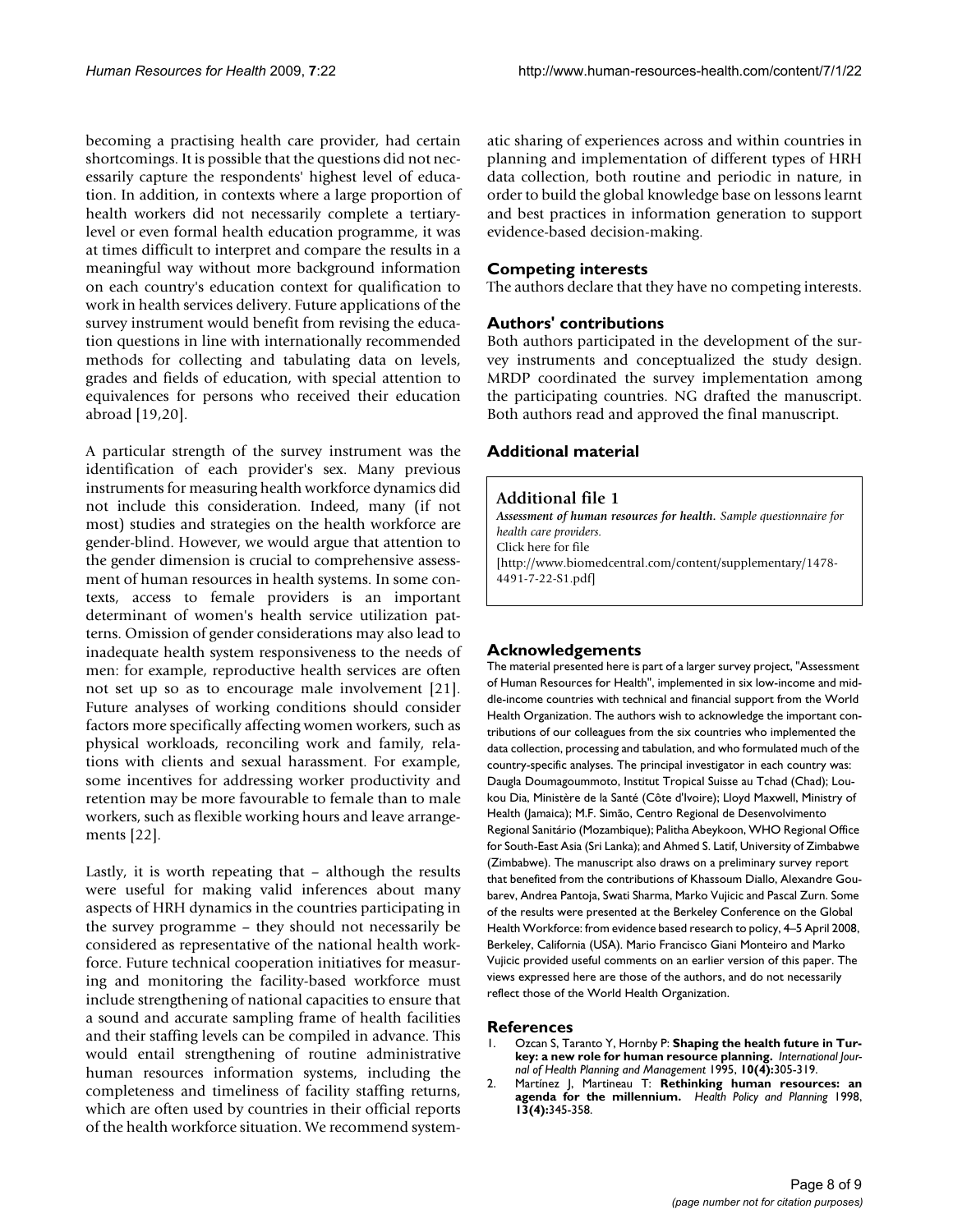becoming a practising health care provider, had certain shortcomings. It is possible that the questions did not necessarily capture the respondents' highest level of education. In addition, in contexts where a large proportion of health workers did not necessarily complete a tertiary-level or even formal health education programme, it was at times difficult to interpret and compare the results in a meaningful way without more background information on each country's education context for qualification to work in health services delivery. Future applications of the survey instrument would benefit from revising the education questions in line with internationally recommended methods for collecting and tabulating data on levels, grades and fields of education, with special attention to equivalences for persons who received their education abroad [19,20].

A particular strength of the survey instrument was the identification of each provider's sex. Many previous instruments for measuring health workforce dynamics did not include this consideration. Indeed, many (if not most) studies and strategies on the health workforce are gender-blind. However, we would argue that attention to the gender dimension is crucial to comprehensive assessment of human resources in health systems. In some contexts, access to female providers is an important determinant of women's health service utilization patterns. Omission of gender considerations may also lead to inadequate health system responsiveness to the needs of men: for example, reproductive health services are often not set up so as to encourage male involvement [21]. Future analyses of working conditions should consider factors more specifically affecting women workers, such as physical workloads, reconciling work and family, relations with clients and sexual harassment. For example, some incentives for addressing worker productivity and retention may be more favourable to female than to male workers, such as flexible working hours and leave arrangements [22].

Lastly, it is worth repeating that – although the results were useful for making valid inferences about many aspects of HRH dynamics in the countries participating in the survey programme – they should not necessarily be considered as representative of the national health workforce. Future technical cooperation initiatives for measuring and monitoring the facility-based workforce must include strengthening of national capacities to ensure that a sound and accurate sampling frame of health facilities and their staffing levels can be compiled in advance. This would entail strengthening of routine administrative human resources information systems, including the completeness and timeliness of facility staffing returns, which are often used by countries in their official reports of the health workforce situation. We recommend systematic sharing of experiences across and within countries in planning and implementation of different types of HRH data collection, both routine and periodic in nature, in order to build the global knowledge base on lessons learnt and best practices in information generation to support evidence-based decision-making.

## Competing interests

The authors declare that they have no competing interests.

## Authors' contributions

Both authors participated in the development of the survey instruments and conceptualized the study design. MRDP coordinated the survey implementation among the participating countries. NG drafted the manuscript. Both authors read and approved the final manuscript.

## Additional material

**Additional file 1**

*Assessment of human resources for health. Sample questionnaire for health care providers.*
Click here for file
[http://www.biomedcentral.com/content/supplementary/1478-4491-7-22-S1.pdf]

## Acknowledgements

The material presented here is part of a larger survey project, "Assessment of Human Resources for Health", implemented in six low-income and middle-income countries with technical and financial support from the World Health Organization. The authors wish to acknowledge the important contributions of our colleagues from the six countries who implemented the data collection, processing and tabulation, and who formulated much of the country-specific analyses. The principal investigator in each country was: Daugla Doumagoummoto, Institut Tropical Suisse au Tchad (Chad); Loukou Dia, Ministère de la Santé (Côte d'Ivoire); Lloyd Maxwell, Ministry of Health (Jamaica); M.F. Simão, Centro Regional de Desenvolvimento Regional Sanitário (Mozambique); Palitha Abeykoon, WHO Regional Office for South-East Asia (Sri Lanka); and Ahmed S. Latif, University of Zimbabwe (Zimbabwe). The manuscript also draws on a preliminary survey report that benefited from the contributions of Khassoum Diallo, Alexandre Goubarev, Andrea Pantoja, Swati Sharma, Marko Vujicic and Pascal Zurn. Some of the results were presented at the Berkeley Conference on the Global Health Workforce: from evidence based research to policy, 4–5 April 2008, Berkeley, California (USA). Mario Francisco Giani Monteiro and Marko Vujicic provided useful comments on an earlier version of this paper. The views expressed here are those of the authors, and do not necessarily reflect those of the World Health Organization.

## References

1. Ozcan S, Taranto Y, Hornby P: **Shaping the health future in Turkey: a new role for human resource planning.** *International Journal of Health Planning and Management* 1995, **10(4):**305-319.
2. Martinez J, Martineau T: **Rethinking human resources: an agenda for the millennium.** *Health Policy and Planning* 1998, **13(4):**345-358.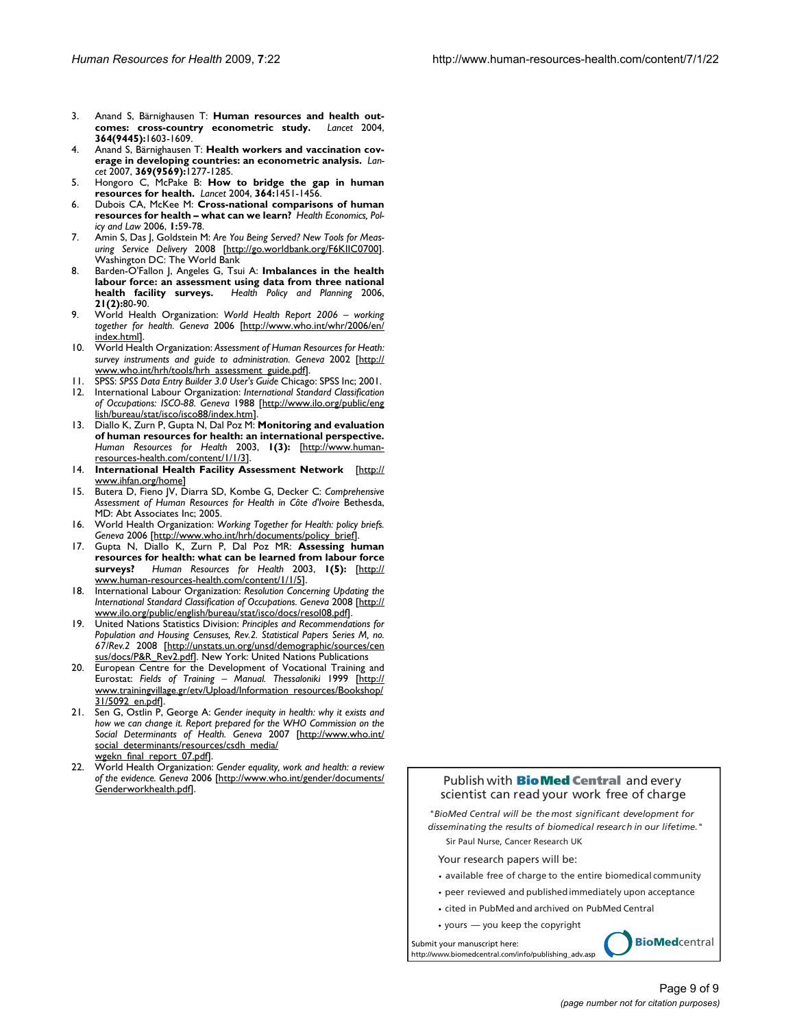3. Anand S, Bärnighausen T: **Human resources and health outcomes: cross-country econometric study.** *Lancet* 2004, **364(9445):**1603-1609.
4. Anand S, Bärnighausen T: **Health workers and vaccination coverage in developing countries: an econometric analysis.** *Lancet* 2007, **369(9569):**1277-1285.
5. Hongoro C, McPake B: **How to bridge the gap in human resources for health.** *Lancet* 2004, **364:**1451-1456.
6. Dubois CA, McKee M: **Cross-national comparisons of human resources for health – what can we learn?** *Health Economics, Policy and Law* 2006, **1:**59-78.
7. Amin S, Das J, Goldstein M: *Are You Being Served? New Tools for Measuring Service Delivery* 2008 [http://go.worldbank.org/F6KIIC0700]. Washington DC: The World Bank
8. Barden-O'Fallon J, Angeles G, Tsui A: **Imbalances in the health labour force: an assessment using data from three national health facility surveys.** *Health Policy and Planning* 2006, **21(2):**80-90.
9. World Health Organization: *World Health Report 2006 – working together for health. Geneva* 2006 [http://www.who.int/whr/2006/en/index.html].
10. World Health Organization: *Assessment of Human Resources for Heath: survey instruments and guide to administration. Geneva* 2002 [http://www.who.int/hrh/tools/hrh_assessment_guide.pdf].
11. SPSS: *SPSS Data Entry Builder 3.0 User's Guide* Chicago: SPSS Inc; 2001.
12. International Labour Organization: *International Standard Classification of Occupations: ISCO-88. Geneva* 1988 [http://www.ilo.org/public/english/bureau/stat/isco/isco88/index.htm].
13. Diallo K, Zurn P, Gupta N, Dal Poz M: **Monitoring and evaluation of human resources for health: an international perspective.** *Human Resources for Health* 2003, **1(3):** [http://www.human-resources-health.com/content/1/1/3].
14. **International Health Facility Assessment Network** [http://www.ihfan.org/home]
15. Butera D, Fieno JV, Diarra SD, Kombe G, Decker C: *Comprehensive Assessment of Human Resources for Health in Côte d'Ivoire* Bethesda, MD: Abt Associates Inc; 2005.
16. World Health Organization: *Working Together for Health: policy briefs. Geneva* 2006 [http://www.who.int/hrh/documents/policy_brief].
17. Gupta N, Diallo K, Zurn P, Dal Poz MR: **Assessing human resources for health: what can be learned from labour force surveys?** *Human Resources for Health* 2003, **1(5):** [http://www.human-resources-health.com/content/1/1/5].
18. International Labour Organization: *Resolution Concerning Updating the International Standard Classification of Occupations. Geneva* 2008 [http://www.ilo.org/public/english/bureau/stat/isco/docs/resol08.pdf].
19. United Nations Statistics Division: *Principles and Recommendations for Population and Housing Censuses, Rev.2. Statistical Papers Series M, no. 67/Rev.2* 2008 [http://unstats.un.org/unsd/demographic/sources/census/docs/P&R_Rev2.pdf]. New York: United Nations Publications
20. European Centre for the Development of Vocational Training and Eurostat: *Fields of Training – Manual. Thessaloniki* 1999 [http://www.trainingvillage.gr/etv/Upload/Information_resources/Bookshop/31/5092_en.pdf].
21. Sen G, Ostlin P, George A: *Gender inequity in health: why it exists and how we can change it. Report prepared for the WHO Commission on the Social Determinants of Health. Geneva* 2007 [http://www.who.int/social_determinants/resources/csdh_media/wgekn_final_report_07.pdf].
22. World Health Organization: *Gender equality, work and health: a review of the evidence. Geneva* 2006 [http://www.who.int/gender/documents/Genderworkhealth.pdf].

Publish with **BioMed Central** and every scientist can read your work free of charge

*"BioMed Central will be the most significant development for disseminating the results of biomedical research in our lifetime."*

Sir Paul Nurse, Cancer Research UK

Your research papers will be:

- available free of charge to the entire biomedical community
- peer reviewed and published immediately upon acceptance
- cited in PubMed and archived on PubMed Central
- yours — you keep the copyright

Submit your manuscript here:
http://www.biomedcentral.com/info/publishing_adv.asp

**BioMed**central